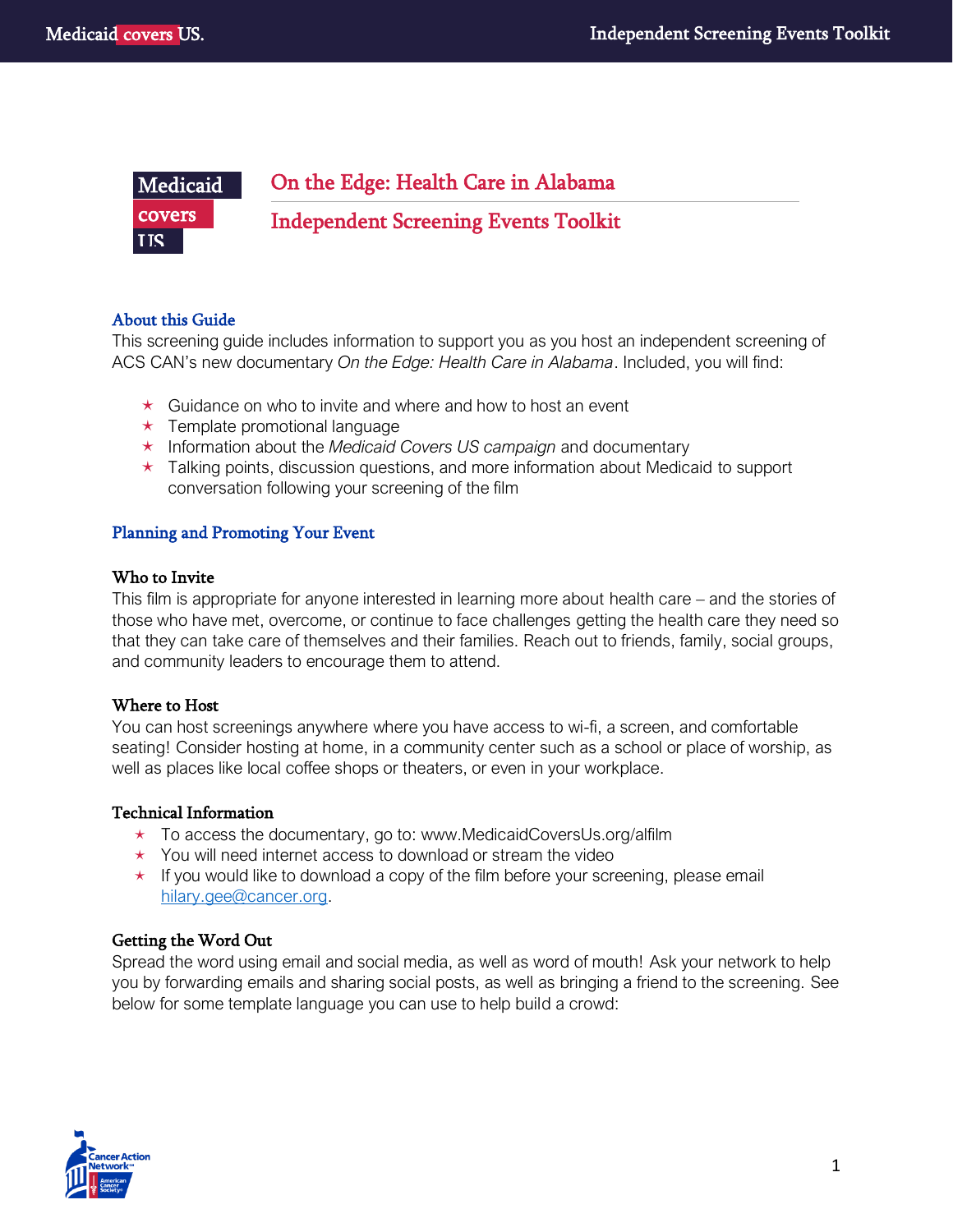# On the Edge: Health Care in Alabama

# Independent Screening Events Toolkit

## About this Guide

This screening guide includes information to support you as you host an independent screening of ACS CAN's new documentary *On the Edge: Health Care in Alabama*. Included, you will find:

- Guidance on who to invite and where and how to host an event
- Template promotional language
- Information about the *Medicaid Covers US campaign* and documentary
- Talking points, discussion questions, and more information about Medicaid to support conversation following your screening of the film

## Planning and Promoting Your Event

### Who to Invite

This film is appropriate for anyone interested in learning more about health care – and the stories of those who have met, overcome, or continue to face challenges getting the health care they need so that they can take care of themselves and their families. Reach out to friends, family, social groups, and community leaders to encourage them to attend.

### Where to Host

You can host screenings anywhere where you have access to wi-fi, a screen, and comfortable seating! Consider hosting at home, in a community center such as a school or place of worship, as well as places like local coffee shops or theaters, or even in your workplace.

### Technical Information

- To access the documentary, go to: www.MedicaidCoversUs.org/alfilm
- You will need internet access to download or stream the video
- If you would like to download a copy of the film before your screening, please email hilary.gee@cancer.org.

### Getting the Word Out

Spread the word using email and social media, as well as word of mouth! Ask your network to help you by forwarding emails and sharing social posts, as well as bringing a friend to the screening. See below for some template language you can use to help build a crowd: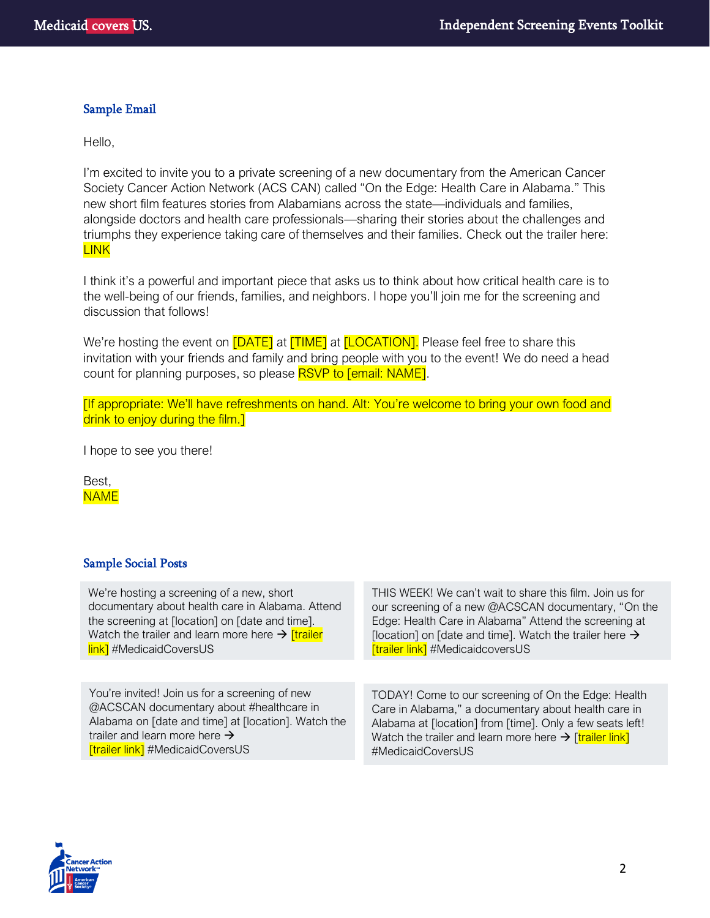## Sample Email

Hello,

I'm excited to invite you to a private screening of a new documentary from the American Cancer Society Cancer Action Network (ACS CAN) called "On the Edge: Health Care in Alabama." This new short film features stories from Alabamians across the state—individuals and families, alongside doctors and health care professionals—sharing their stories about the challenges and triumphs they experience taking care of themselves and their families. Check out the trailer here: LINK

I think it's a powerful and important piece that asks us to think about how critical health care is to the well-being of our friends, families, and neighbors. I hope you'll join me for the screening and discussion that follows!

We're hosting the event on [DATE] at [TIME] at [LOCATION]. Please feel free to share this invitation with your friends and family and bring people with you to the event! We do need a head count for planning purposes, so please RSVP to [email: NAME].

[If appropriate: We'll have refreshments on hand. Alt: You're welcome to bring your own food and drink to enjoy during the film.]

I hope to see you there!

Best,
NAME

## Sample Social Posts

We're hosting a screening of a new, short documentary about health care in Alabama. Attend the screening at [location] on [date and time]. Watch the trailer and learn more here → [trailer link] #MedicaidCoversUS

THIS WEEK! We can't wait to share this film. Join us for our screening of a new @ACSCAN documentary, "On the Edge: Health Care in Alabama" Attend the screening at [location] on [date and time]. Watch the trailer here → [trailer link] #MedicaidcoversUS

You're invited! Join us for a screening of new @ACSCAN documentary about #healthcare in Alabama on [date and time] at [location]. Watch the trailer and learn more here → [trailer link] #MedicaidCoversUS

TODAY! Come to our screening of On the Edge: Health Care in Alabama," a documentary about health care in Alabama at [location] from [time]. Only a few seats left! Watch the trailer and learn more here → [trailer link] #MedicaidCoversUS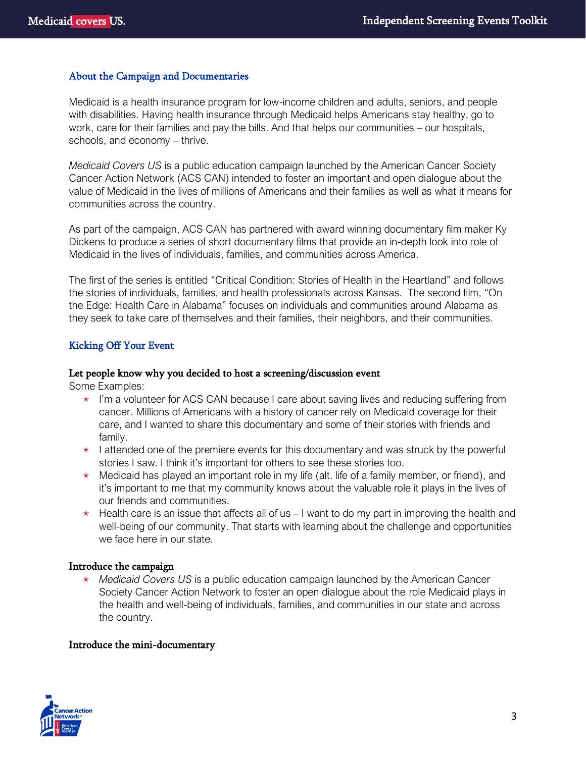## About the Campaign and Documentaries

Medicaid is a health insurance program for low-income children and adults, seniors, and people with disabilities. Having health insurance through Medicaid helps Americans stay healthy, go to work, care for their families and pay the bills. And that helps our communities – our hospitals, schools, and economy – thrive.

*Medicaid Covers US* is a public education campaign launched by the American Cancer Society Cancer Action Network (ACS CAN) intended to foster an important and open dialogue about the value of Medicaid in the lives of millions of Americans and their families as well as what it means for communities across the country.

As part of the campaign, ACS CAN has partnered with award winning documentary film maker Ky Dickens to produce a series of short documentary films that provide an in-depth look into role of Medicaid in the lives of individuals, families, and communities across America.

The first of the series is entitled "Critical Condition: Stories of Health in the Heartland" and follows the stories of individuals, families, and health professionals across Kansas. The second film, "On the Edge: Health Care in Alabama" focuses on individuals and communities around Alabama as they seek to take care of themselves and their families, their neighbors, and their communities.

## Kicking Off Your Event

### Let people know why you decided to host a screening/discussion event

Some Examples:

- I'm a volunteer for ACS CAN because I care about saving lives and reducing suffering from cancer. Millions of Americans with a history of cancer rely on Medicaid coverage for their care, and I wanted to share this documentary and some of their stories with friends and family.
- I attended one of the premiere events for this documentary and was struck by the powerful stories I saw. I think it's important for others to see these stories too.
- Medicaid has played an important role in my life (alt. life of a family member, or friend), and it's important to me that my community knows about the valuable role it plays in the lives of our friends and communities.
- Health care is an issue that affects all of us – I want to do my part in improving the health and well-being of our community. That starts with learning about the challenge and opportunities we face here in our state.

### Introduce the campaign

- *Medicaid Covers US* is a public education campaign launched by the American Cancer Society Cancer Action Network to foster an open dialogue about the role Medicaid plays in the health and well-being of individuals, families, and communities in our state and across the country.

### Introduce the mini-documentary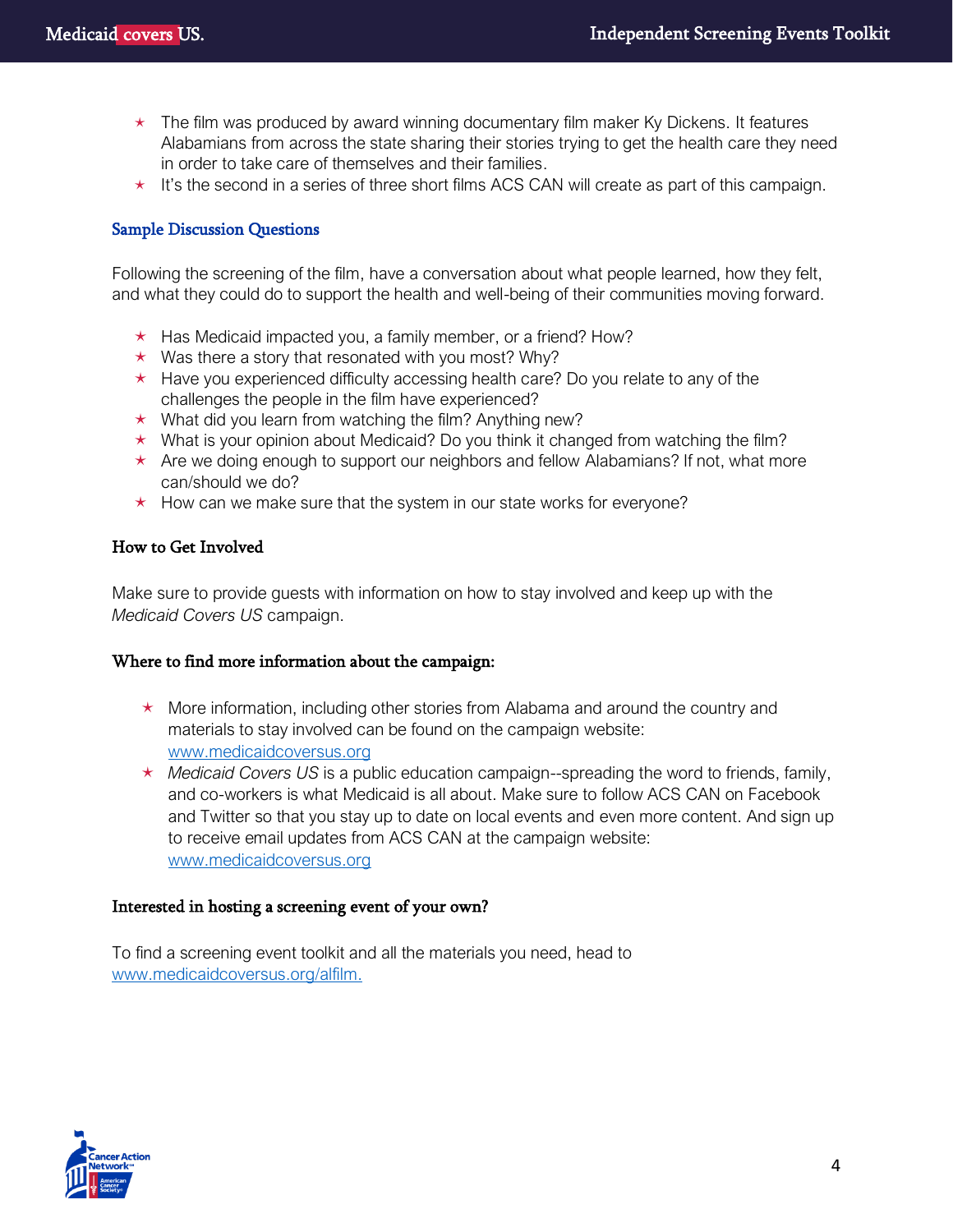- The film was produced by award winning documentary film maker Ky Dickens. It features Alabamians from across the state sharing their stories trying to get the health care they need in order to take care of themselves and their families.
- It's the second in a series of three short films ACS CAN will create as part of this campaign.

## Sample Discussion Questions

Following the screening of the film, have a conversation about what people learned, how they felt, and what they could do to support the health and well-being of their communities moving forward.

- Has Medicaid impacted you, a family member, or a friend? How?
- Was there a story that resonated with you most? Why?
- Have you experienced difficulty accessing health care? Do you relate to any of the challenges the people in the film have experienced?
- What did you learn from watching the film? Anything new?
- What is your opinion about Medicaid? Do you think it changed from watching the film?
- Are we doing enough to support our neighbors and fellow Alabamians? If not, what more can/should we do?
- How can we make sure that the system in our state works for everyone?

## How to Get Involved

Make sure to provide guests with information on how to stay involved and keep up with the *Medicaid Covers US* campaign.

### Where to find more information about the campaign:

- More information, including other stories from Alabama and around the country and materials to stay involved can be found on the campaign website: [www.medicaidcoversus.org](http://www.medicaidcoversus.org)
- *Medicaid Covers US* is a public education campaign--spreading the word to friends, family, and co-workers is what Medicaid is all about. Make sure to follow ACS CAN on Facebook and Twitter so that you stay up to date on local events and even more content. And sign up to receive email updates from ACS CAN at the campaign website: [www.medicaidcoversus.org](http://www.medicaidcoversus.org)

### Interested in hosting a screening event of your own?

To find a screening event toolkit and all the materials you need, head to [www.medicaidcoversus.org/alfilm.](http://www.medicaidcoversus.org/alfilm)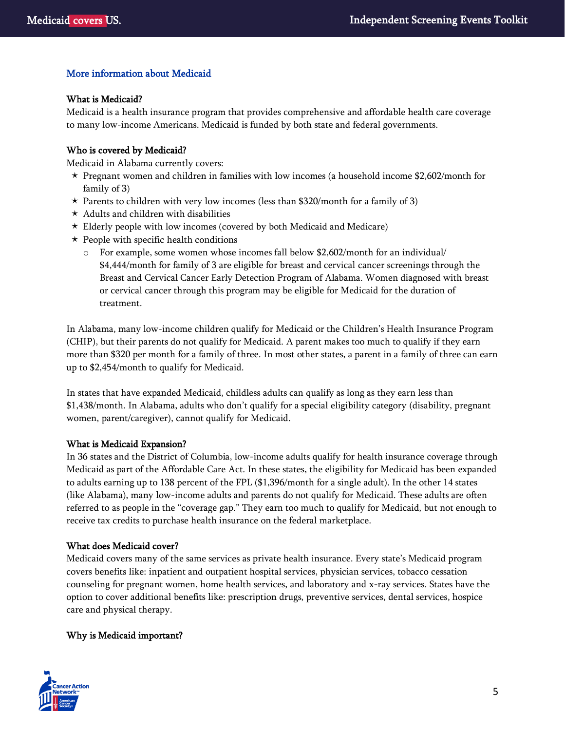## More information about Medicaid

### What is Medicaid?

Medicaid is a health insurance program that provides comprehensive and affordable health care coverage to many low-income Americans. Medicaid is funded by both state and federal governments.

### Who is covered by Medicaid?

Medicaid in Alabama currently covers:

- Pregnant women and children in families with low incomes (a household income $2,602/month for family of 3)
- Parents to children with very low incomes (less than $320/month for a family of 3)
- Adults and children with disabilities
- Elderly people with low incomes (covered by both Medicaid and Medicare)
- People with specific health conditions
  - For example, some women whose incomes fall below $2,602/month for an individual/ $4,444/month for family of 3 are eligible for breast and cervical cancer screenings through the Breast and Cervical Cancer Early Detection Program of Alabama. Women diagnosed with breast or cervical cancer through this program may be eligible for Medicaid for the duration of treatment.

In Alabama, many low-income children qualify for Medicaid or the Children's Health Insurance Program (CHIP), but their parents do not qualify for Medicaid. A parent makes too much to qualify if they earn more than $320 per month for a family of three. In most other states, a parent in a family of three can earn up to $2,454/month to qualify for Medicaid.

In states that have expanded Medicaid, childless adults can qualify as long as they earn less than $1,438/month. In Alabama, adults who don't qualify for a special eligibility category (disability, pregnant women, parent/caregiver), cannot qualify for Medicaid.

### What is Medicaid Expansion?

In 36 states and the District of Columbia, low-income adults qualify for health insurance coverage through Medicaid as part of the Affordable Care Act. In these states, the eligibility for Medicaid has been expanded to adults earning up to 138 percent of the FPL ($1,396/month for a single adult). In the other 14 states (like Alabama), many low-income adults and parents do not qualify for Medicaid. These adults are often referred to as people in the "coverage gap." They earn too much to qualify for Medicaid, but not enough to receive tax credits to purchase health insurance on the federal marketplace.

### What does Medicaid cover?

Medicaid covers many of the same services as private health insurance. Every state's Medicaid program covers benefits like: inpatient and outpatient hospital services, physician services, tobacco cessation counseling for pregnant women, home health services, and laboratory and x-ray services. States have the option to cover additional benefits like: prescription drugs, preventive services, dental services, hospice care and physical therapy.

### Why is Medicaid important?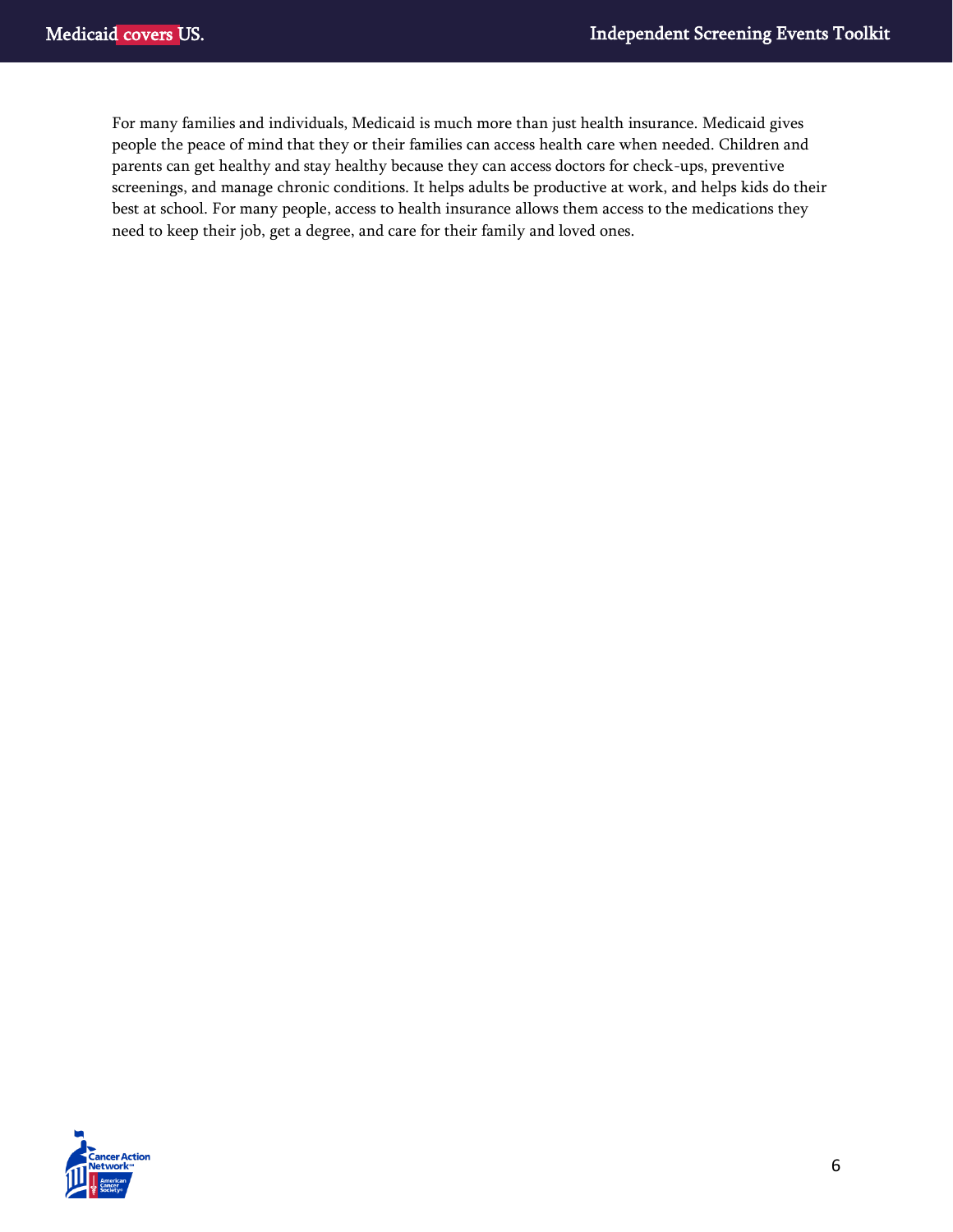For many families and individuals, Medicaid is much more than just health insurance. Medicaid gives people the peace of mind that they or their families can access health care when needed. Children and parents can get healthy and stay healthy because they can access doctors for check-ups, preventive screenings, and manage chronic conditions. It helps adults be productive at work, and helps kids do their best at school. For many people, access to health insurance allows them access to the medications they need to keep their job, get a degree, and care for their family and loved ones.